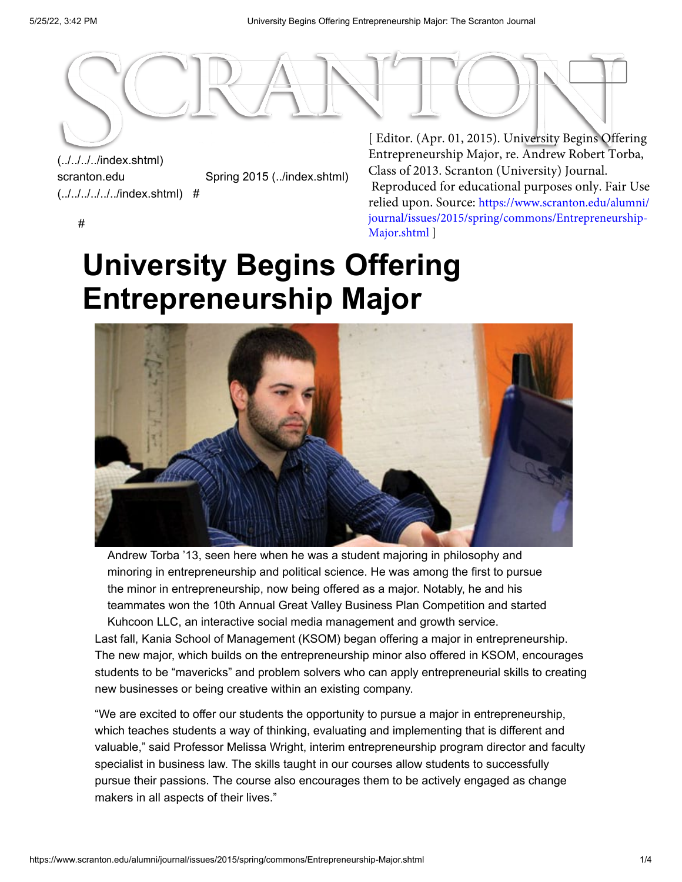(../../../../index.shtml)
scranton.edu
(../../../../../../index.shtml) #

Spring 2015 (../index.shtml)

#

[ Editor. (Apr. 01, 2015). University Begins Offering Entrepreneurship Major, re. Andrew Robert Torba, Class of 2013. Scranton (University) Journal. Reproduced for educational purposes only. Fair Use relied upon. Source: https://www.scranton.edu/alumni/journal/issues/2015/spring/commons/Entrepreneurship-Major.shtml ]

# University Begins Offering Entrepreneurship Major

Andrew Torba '13, seen here when he was a student majoring in philosophy and minoring in entrepreneurship and political science. He was among the first to pursue the minor in entrepreneurship, now being offered as a major. Notably, he and his teammates won the 10th Annual Great Valley Business Plan Competition and started Kuhcoon LLC, an interactive social media management and growth service.

Last fall, Kania School of Management (KSOM) began offering a major in entrepreneurship. The new major, which builds on the entrepreneurship minor also offered in KSOM, encourages students to be "mavericks" and problem solvers who can apply entrepreneurial skills to creating new businesses or being creative within an existing company.

"We are excited to offer our students the opportunity to pursue a major in entrepreneurship, which teaches students a way of thinking, evaluating and implementing that is different and valuable," said Professor Melissa Wright, interim entrepreneurship program director and faculty specialist in business law. The skills taught in our courses allow students to successfully pursue their passions. The course also encourages them to be actively engaged as change makers in all aspects of their lives."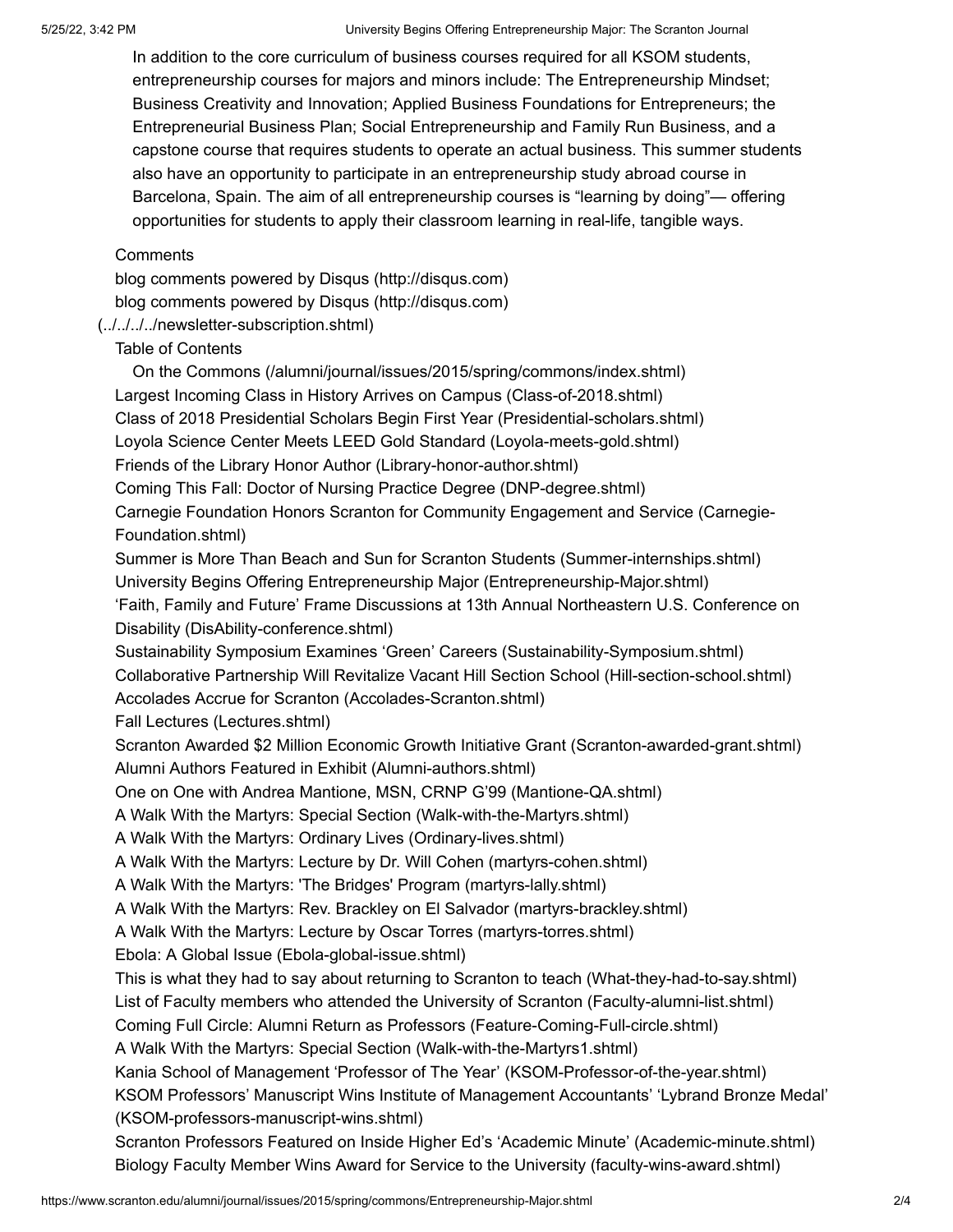In addition to the core curriculum of business courses required for all KSOM students, entrepreneurship courses for majors and minors include: The Entrepreneurship Mindset; Business Creativity and Innovation; Applied Business Foundations for Entrepreneurs; the Entrepreneurial Business Plan; Social Entrepreneurship and Family Run Business, and a capstone course that requires students to operate an actual business. This summer students also have an opportunity to participate in an entrepreneurship study abroad course in Barcelona, Spain. The aim of all entrepreneurship courses is "learning by doing"— offering opportunities for students to apply their classroom learning in real-life, tangible ways.

Comments

blog comments powered by Disqus (http://disqus.com)

blog comments powered by Disqus (http://disqus.com)

(../../../../newsletter-subscription.shtml)

Table of Contents

- On the Commons (/alumni/journal/issues/2015/spring/commons/index.shtml)
- Largest Incoming Class in History Arrives on Campus (Class-of-2018.shtml)
- Class of 2018 Presidential Scholars Begin First Year (Presidential-scholars.shtml)
- Loyola Science Center Meets LEED Gold Standard (Loyola-meets-gold.shtml)
- Friends of the Library Honor Author (Library-honor-author.shtml)
- Coming This Fall: Doctor of Nursing Practice Degree (DNP-degree.shtml)
- Carnegie Foundation Honors Scranton for Community Engagement and Service (Carnegie-Foundation.shtml)
- Summer is More Than Beach and Sun for Scranton Students (Summer-internships.shtml)
- University Begins Offering Entrepreneurship Major (Entrepreneurship-Major.shtml)
- 'Faith, Family and Future' Frame Discussions at 13th Annual Northeastern U.S. Conference on Disability (DisAbility-conference.shtml)
- Sustainability Symposium Examines 'Green' Careers (Sustainability-Symposium.shtml)
- Collaborative Partnership Will Revitalize Vacant Hill Section School (Hill-section-school.shtml)
- Accolades Accrue for Scranton (Accolades-Scranton.shtml)
- Fall Lectures (Lectures.shtml)
- Scranton Awarded $2 Million Economic Growth Initiative Grant (Scranton-awarded-grant.shtml)
- Alumni Authors Featured in Exhibit (Alumni-authors.shtml)
- One on One with Andrea Mantione, MSN, CRNP G'99 (Mantione-QA.shtml)
- A Walk With the Martyrs: Special Section (Walk-with-the-Martyrs.shtml)
- A Walk With the Martyrs: Ordinary Lives (Ordinary-lives.shtml)
- A Walk With the Martyrs: Lecture by Dr. Will Cohen (martyrs-cohen.shtml)
- A Walk With the Martyrs: 'The Bridges' Program (martyrs-lally.shtml)
- A Walk With the Martyrs: Rev. Brackley on El Salvador (martyrs-brackley.shtml)
- A Walk With the Martyrs: Lecture by Oscar Torres (martyrs-torres.shtml)
- Ebola: A Global Issue (Ebola-global-issue.shtml)
- This is what they had to say about returning to Scranton to teach (What-they-had-to-say.shtml)
- List of Faculty members who attended the University of Scranton (Faculty-alumni-list.shtml)
- Coming Full Circle: Alumni Return as Professors (Feature-Coming-Full-circle.shtml)
- A Walk With the Martyrs: Special Section (Walk-with-the-Martyrs1.shtml)
- Kania School of Management 'Professor of The Year' (KSOM-Professor-of-the-year.shtml)
- KSOM Professors' Manuscript Wins Institute of Management Accountants' 'Lybrand Bronze Medal' (KSOM-professors-manuscript-wins.shtml)
- Scranton Professors Featured on Inside Higher Ed's 'Academic Minute' (Academic-minute.shtml)
- Biology Faculty Member Wins Award for Service to the University (faculty-wins-award.shtml)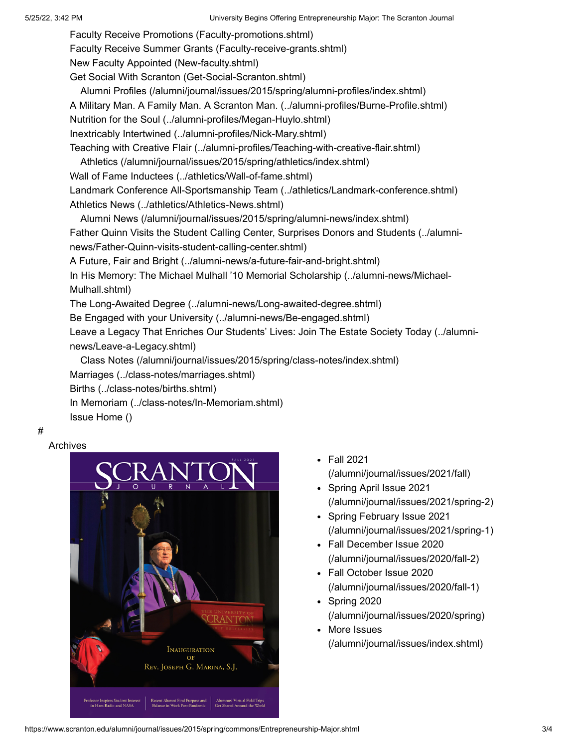Faculty Receive Promotions (Faculty-promotions.shtml)
Faculty Receive Summer Grants (Faculty-receive-grants.shtml)
New Faculty Appointed (New-faculty.shtml)
Get Social With Scranton (Get-Social-Scranton.shtml)

Alumni Profiles (/alumni/journal/issues/2015/spring/alumni-profiles/index.shtml)

A Military Man. A Family Man. A Scranton Man. (../alumni-profiles/Burne-Profile.shtml)
Nutrition for the Soul (../alumni-profiles/Megan-Huylo.shtml)
Inextricably Intertwined (../alumni-profiles/Nick-Mary.shtml)
Teaching with Creative Flair (../alumni-profiles/Teaching-with-creative-flair.shtml)

Athletics (/alumni/journal/issues/2015/spring/athletics/index.shtml)

Wall of Fame Inductees (../athletics/Wall-of-fame.shtml)
Landmark Conference All-Sportsmanship Team (../athletics/Landmark-conference.shtml)
Athletics News (../athletics/Athletics-News.shtml)

Alumni News (/alumni/journal/issues/2015/spring/alumni-news/index.shtml)

Father Quinn Visits the Student Calling Center, Surprises Donors and Students (../alumni-news/Father-Quinn-visits-student-calling-center.shtml)
A Future, Fair and Bright (../alumni-news/a-future-fair-and-bright.shtml)
In His Memory: The Michael Mulhall '10 Memorial Scholarship (../alumni-news/Michael-Mulhall.shtml)
The Long-Awaited Degree (../alumni-news/Long-awaited-degree.shtml)
Be Engaged with your University (../alumni-news/Be-engaged.shtml)
Leave a Legacy That Enriches Our Students' Lives: Join The Estate Society Today (../alumni-news/Leave-a-Legacy.shtml)

Class Notes (/alumni/journal/issues/2015/spring/class-notes/index.shtml)

Marriages (../class-notes/marriages.shtml)
Births (../class-notes/births.shtml)
In Memoriam (../class-notes/In-Memoriam.shtml)
Issue Home ()

#

Archives

- Fall 2021 (/alumni/journal/issues/2021/fall)
- Spring April Issue 2021 (/alumni/journal/issues/2021/spring-2)
- Spring February Issue 2021 (/alumni/journal/issues/2021/spring-1)
- Fall December Issue 2020 (/alumni/journal/issues/2020/fall-2)
- Fall October Issue 2020 (/alumni/journal/issues/2020/fall-1)
- Spring 2020 (/alumni/journal/issues/2020/spring)
- More Issues (/alumni/journal/issues/index.shtml)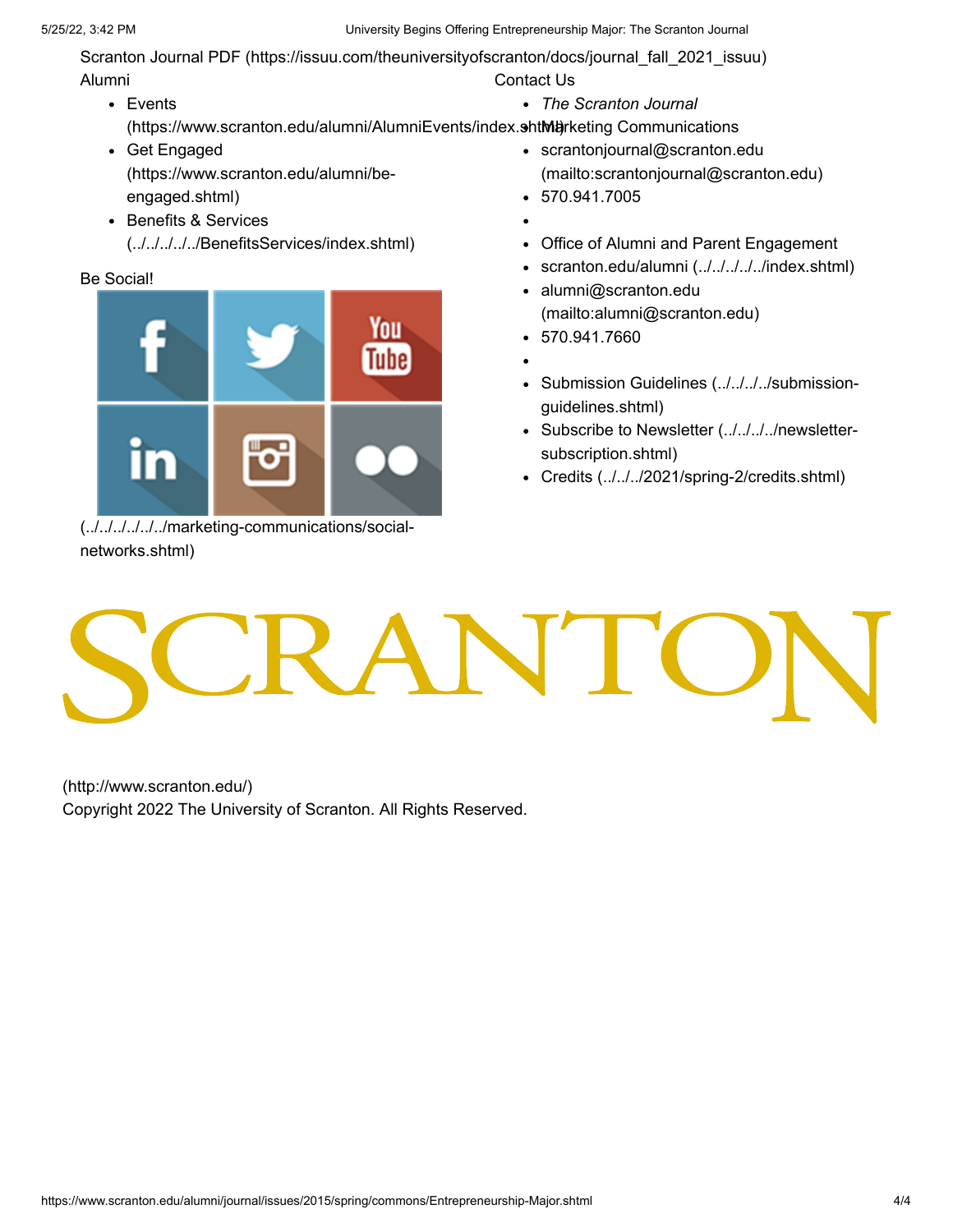Scranton Journal PDF (https://issuu.com/theuniversityofscranton/docs/journal_fall_2021_issuu)

Alumni

- Events (https://www.scranton.edu/alumni/AlumniEvents/index.shtml)
- Get Engaged (https://www.scranton.edu/alumni/be-engaged.shtml)
- Benefits & Services (../../../../../BenefitsServices/index.shtml)

Be Social!

(../../../../../../marketing-communications/social-networks.shtml)

Contact Us

- *The Scranton Journal* Marketing Communications
- scrantonjournal@scranton.edu (mailto:scrantonjournal@scranton.edu)
- 570.941.7005
-
- Office of Alumni and Parent Engagement
- scranton.edu/alumni (../../../../../index.shtml)
- alumni@scranton.edu (mailto:alumni@scranton.edu)
- 570.941.7660
-
- Submission Guidelines (../../../../submission-guidelines.shtml)
- Subscribe to Newsletter (../../../../newsletter-subscription.shtml)
- Credits (../../../2021/spring-2/credits.shtml)

SCRANTON

(http://www.scranton.edu/)

Copyright 2022 The University of Scranton. All Rights Reserved.